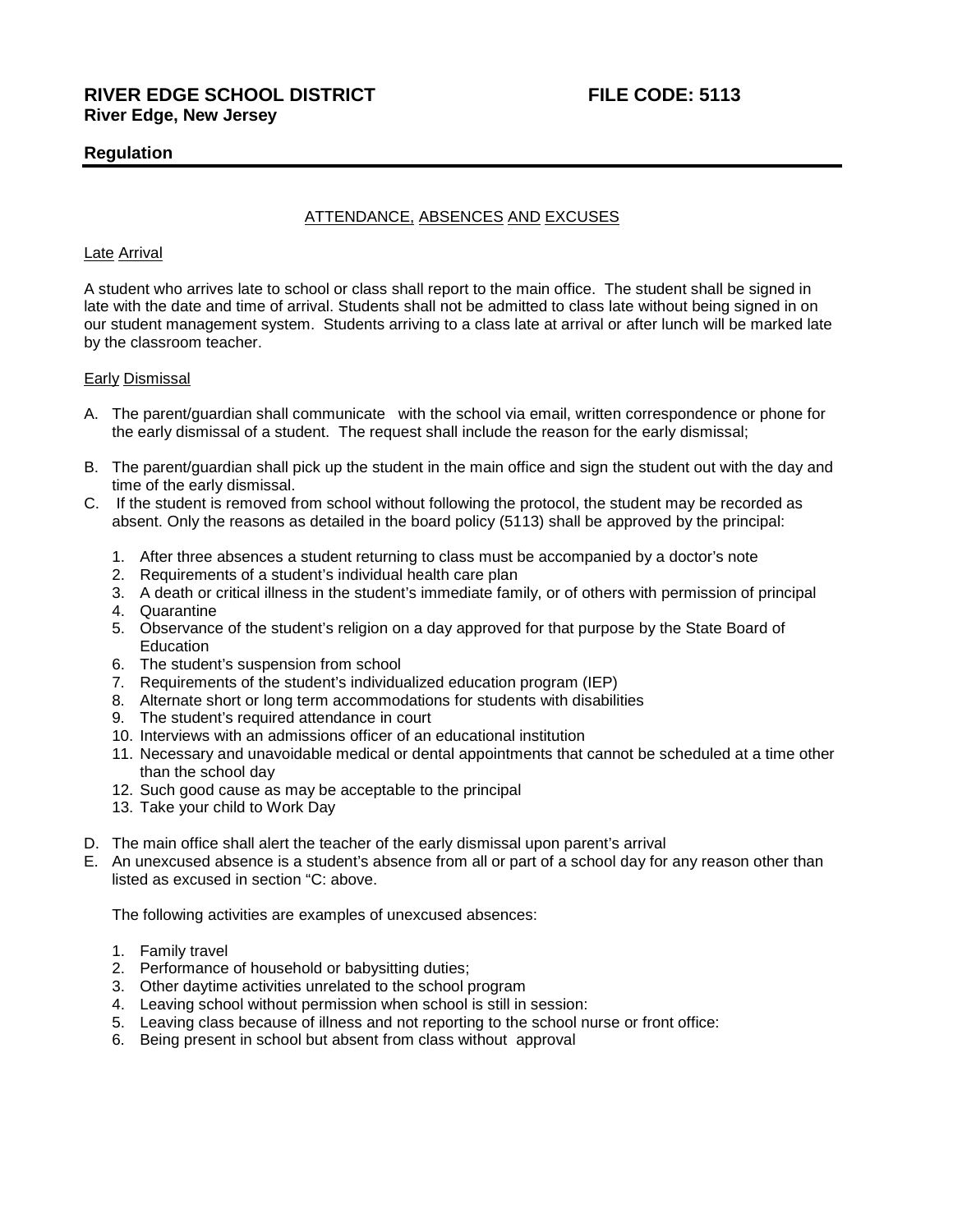**RIVER EDGE SCHOOL DISTRICT** **FILE CODE: 5113**
**River Edge, New Jersey**

**Regulation**

---

## ATTENDANCE, ABSENCES AND EXCUSES

### Late Arrival

A student who arrives late to school or class shall report to the main office. The student shall be signed in late with the date and time of arrival. Students shall not be admitted to class late without being signed in on our student management system. Students arriving to a class late at arrival or after lunch will be marked late by the classroom teacher.

### Early Dismissal

A. The parent/guardian shall communicate with the school via email, written correspondence or phone for the early dismissal of a student. The request shall include the reason for the early dismissal;

B. The parent/guardian shall pick up the student in the main office and sign the student out with the day and time of the early dismissal.

C. If the student is removed from school without following the protocol, the student may be recorded as absent. Only the reasons as detailed in the board policy (5113) shall be approved by the principal:

1. After three absences a student returning to class must be accompanied by a doctor's note
2. Requirements of a student's individual health care plan
3. A death or critical illness in the student's immediate family, or of others with permission of principal
4. Quarantine
5. Observance of the student's religion on a day approved for that purpose by the State Board of Education
6. The student's suspension from school
7. Requirements of the student's individualized education program (IEP)
8. Alternate short or long term accommodations for students with disabilities
9. The student's required attendance in court
10. Interviews with an admissions officer of an educational institution
11. Necessary and unavoidable medical or dental appointments that cannot be scheduled at a time other than the school day
12. Such good cause as may be acceptable to the principal
13. Take your child to Work Day

D. The main office shall alert the teacher of the early dismissal upon parent's arrival

E. An unexcused absence is a student's absence from all or part of a school day for any reason other than listed as excused in section "C: above.

The following activities are examples of unexcused absences:

1. Family travel
2. Performance of household or babysitting duties;
3. Other daytime activities unrelated to the school program
4. Leaving school without permission when school is still in session:
5. Leaving class because of illness and not reporting to the school nurse or front office:
6. Being present in school but absent from class without approval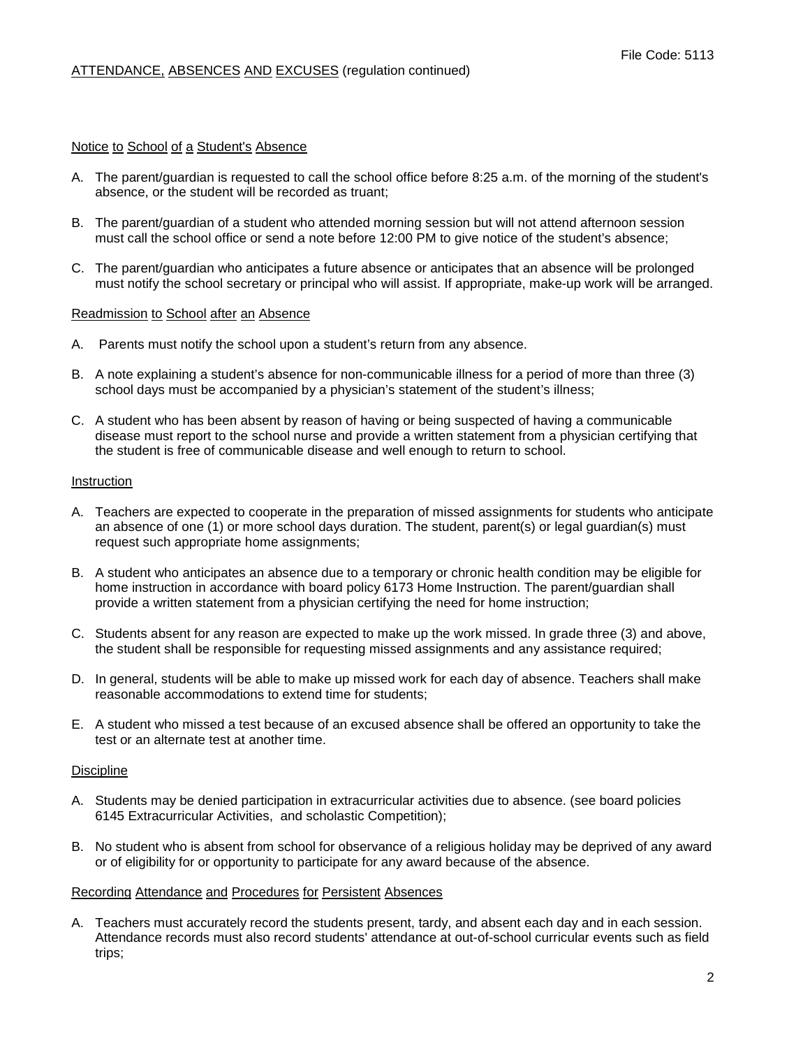## Notice to School of a Student's Absence

A. The parent/guardian is requested to call the school office before 8:25 a.m. of the morning of the student's absence, or the student will be recorded as truant;

B. The parent/guardian of a student who attended morning session but will not attend afternoon session must call the school office or send a note before 12:00 PM to give notice of the student's absence;

C. The parent/guardian who anticipates a future absence or anticipates that an absence will be prolonged must notify the school secretary or principal who will assist. If appropriate, make-up work will be arranged.

## Readmission to School after an Absence

A. Parents must notify the school upon a student's return from any absence.

B. A note explaining a student's absence for non-communicable illness for a period of more than three (3) school days must be accompanied by a physician's statement of the student's illness;

C. A student who has been absent by reason of having or being suspected of having a communicable disease must report to the school nurse and provide a written statement from a physician certifying that the student is free of communicable disease and well enough to return to school.

## Instruction

A. Teachers are expected to cooperate in the preparation of missed assignments for students who anticipate an absence of one (1) or more school days duration. The student, parent(s) or legal guardian(s) must request such appropriate home assignments;

B. A student who anticipates an absence due to a temporary or chronic health condition may be eligible for home instruction in accordance with board policy 6173 Home Instruction. The parent/guardian shall provide a written statement from a physician certifying the need for home instruction;

C. Students absent for any reason are expected to make up the work missed. In grade three (3) and above, the student shall be responsible for requesting missed assignments and any assistance required;

D. In general, students will be able to make up missed work for each day of absence. Teachers shall make reasonable accommodations to extend time for students;

E. A student who missed a test because of an excused absence shall be offered an opportunity to take the test or an alternate test at another time.

## Discipline

A. Students may be denied participation in extracurricular activities due to absence. (see board policies 6145 Extracurricular Activities, and scholastic Competition);

B. No student who is absent from school for observance of a religious holiday may be deprived of any award or of eligibility for or opportunity to participate for any award because of the absence.

## Recording Attendance and Procedures for Persistent Absences

A. Teachers must accurately record the students present, tardy, and absent each day and in each session. Attendance records must also record students' attendance at out-of-school curricular events such as field trips;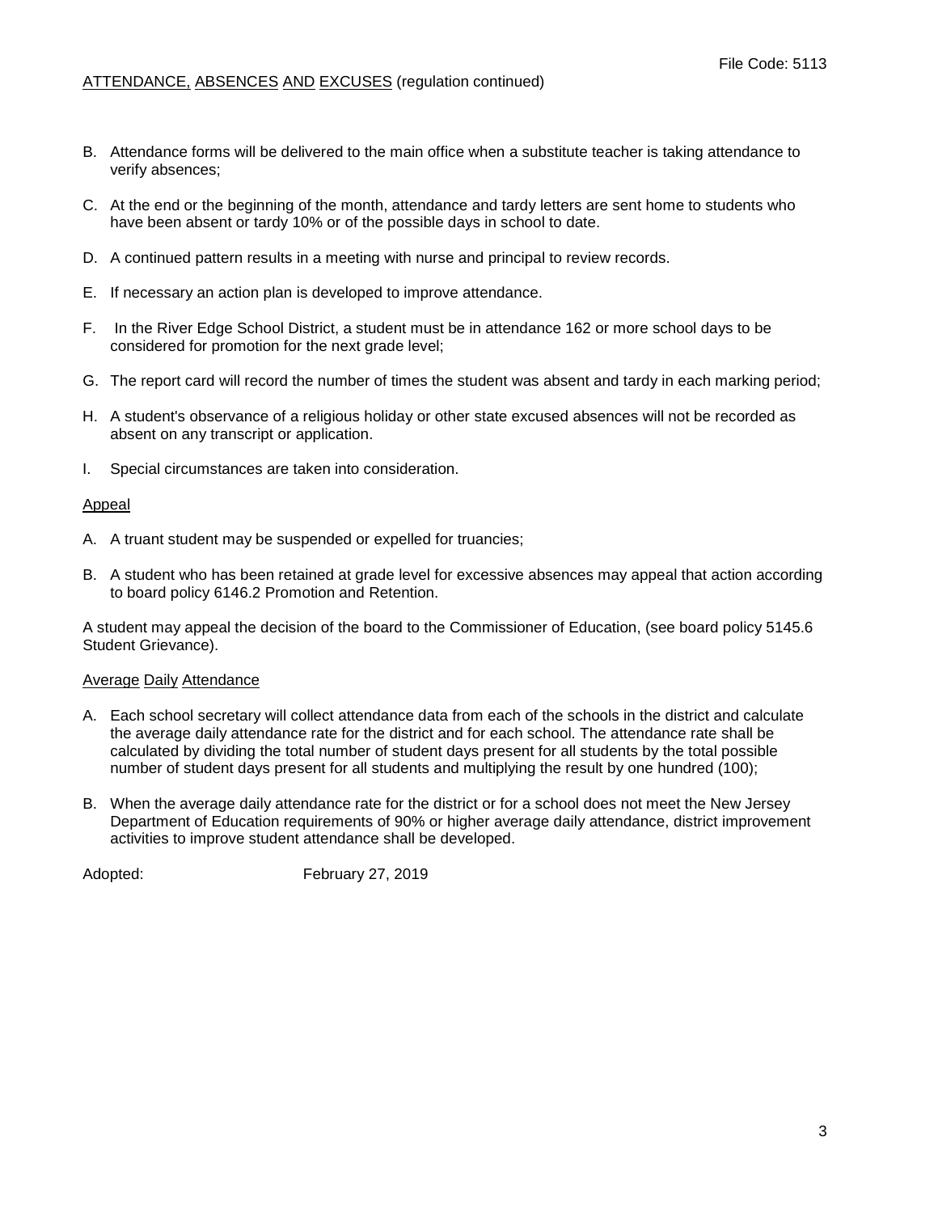B. Attendance forms will be delivered to the main office when a substitute teacher is taking attendance to verify absences;

C. At the end or the beginning of the month, attendance and tardy letters are sent home to students who have been absent or tardy 10% or of the possible days in school to date.

D. A continued pattern results in a meeting with nurse and principal to review records.

E. If necessary an action plan is developed to improve attendance.

F. In the River Edge School District, a student must be in attendance 162 or more school days to be considered for promotion for the next grade level;

G. The report card will record the number of times the student was absent and tardy in each marking period;

H. A student's observance of a religious holiday or other state excused absences will not be recorded as absent on any transcript or application.

I. Special circumstances are taken into consideration.

## Appeal

A. A truant student may be suspended or expelled for truancies;

B. A student who has been retained at grade level for excessive absences may appeal that action according to board policy 6146.2 Promotion and Retention.

A student may appeal the decision of the board to the Commissioner of Education, (see board policy 5145.6 Student Grievance).

## Average Daily Attendance

A. Each school secretary will collect attendance data from each of the schools in the district and calculate the average daily attendance rate for the district and for each school. The attendance rate shall be calculated by dividing the total number of student days present for all students by the total possible number of student days present for all students and multiplying the result by one hundred (100);

B. When the average daily attendance rate for the district or for a school does not meet the New Jersey Department of Education requirements of 90% or higher average daily attendance, district improvement activities to improve student attendance shall be developed.

Adopted: February 27, 2019